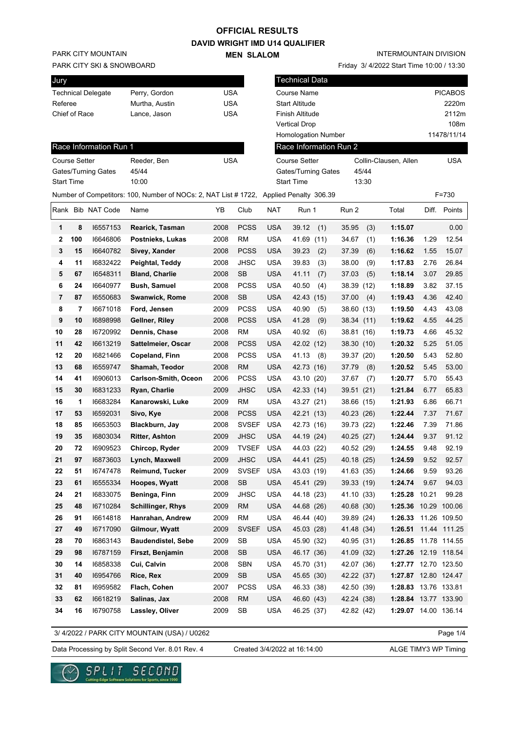# OFFICIAL RESULTS

## DAVID WRIGHT IMD U14 QUALIFIER

### MEN SLALOM

PARK CITY MOUNTAIN
PARK CITY SKI & SNOWBOARD

INTERMOUNTAIN DIVISION
Friday 3/ 4/2022 Start Time 10:00 / 13:30

| Jury | | |
|---|---|---|
| Technical Delegate | Perry, Gordon | USA |
| Referee | Murtha, Austin | USA |
| Chief of Race | Lance, Jason | USA |

| Technical Data | |
|---|---|
| Course Name | PICABOS |
| Start Altitude | 2220m |
| Finish Altitude | 2112m |
| Vertical Drop | 108m |
| Homologation Number | 11478/11/14 |

| Race Information Run 1 | | |
|---|---|---|
| Course Setter | Reeder, Ben | USA |
| Gates/Turning Gates | 45/44 | |
| Start Time | 10:00 | |

| Race Information Run 2 | | |
|---|---|---|
| Course Setter | Collin-Clausen, Allen | USA |
| Gates/Turning Gates | 45/44 | |
| Start Time | 13:30 | |

Number of Competitors: 100, Number of NOCs: 2, NAT List # 1722, Applied Penalty 306.39 F=730

| Rank | Bib | NAT Code | Name | YB | Club | NAT | Run 1 | Run 2 | Total | Diff. | Points |
|---|---|---|---|---|---|---|---|---|---|---|---|
| 1 | 8 | I6557153 | **Rearick, Tasman** | 2008 | PCSS | USA | 39.12 (1) | 35.95 (3) | **1:15.07** | | 0.00 |
| 2 | 100 | I6646806 | **Postnieks, Lukas** | 2008 | RM | USA | 41.69 (11) | 34.67 (1) | **1:16.36** | 1.29 | 12.54 |
| 3 | 15 | I6640782 | **Sivey, Xander** | 2008 | PCSS | USA | 39.23 (2) | 37.39 (6) | **1:16.62** | 1.55 | 15.07 |
| 4 | 11 | I6832422 | **Peightal, Teddy** | 2008 | JHSC | USA | 39.83 (3) | 38.00 (9) | **1:17.83** | 2.76 | 26.84 |
| 5 | 67 | I6548311 | **Bland, Charlie** | 2008 | SB | USA | 41.11 (7) | 37.03 (5) | **1:18.14** | 3.07 | 29.85 |
| 6 | 24 | I6640977 | **Bush, Samuel** | 2008 | PCSS | USA | 40.50 (4) | 38.39 (12) | **1:18.89** | 3.82 | 37.15 |
| 7 | 87 | I6550683 | **Swanwick, Rome** | 2008 | SB | USA | 42.43 (15) | 37.00 (4) | **1:19.43** | 4.36 | 42.40 |
| 8 | 7 | I6671018 | **Ford, Jensen** | 2009 | PCSS | USA | 40.90 (5) | 38.60 (13) | **1:19.50** | 4.43 | 43.08 |
| 9 | 10 | I6898998 | **Gellner, Riley** | 2008 | PCSS | USA | 41.28 (9) | 38.34 (11) | **1:19.62** | 4.55 | 44.25 |
| 10 | 28 | I6720992 | **Dennis, Chase** | 2008 | RM | USA | 40.92 (6) | 38.81 (16) | **1:19.73** | 4.66 | 45.32 |
| 11 | 42 | I6613219 | **Sattelmeier, Oscar** | 2008 | PCSS | USA | 42.02 (12) | 38.30 (10) | **1:20.32** | 5.25 | 51.05 |
| 12 | 20 | I6821466 | **Copeland, Finn** | 2008 | PCSS | USA | 41.13 (8) | 39.37 (20) | **1:20.50** | 5.43 | 52.80 |
| 13 | 68 | I6559747 | **Shamah, Teodor** | 2008 | RM | USA | 42.73 (16) | 37.79 (8) | **1:20.52** | 5.45 | 53.00 |
| 14 | 41 | I6906013 | **Carlson-Smith, Oceon** | 2006 | PCSS | USA | 43.10 (20) | 37.67 (7) | **1:20.77** | 5.70 | 55.43 |
| 15 | 30 | I6831233 | **Ryan, Charlie** | 2009 | JHSC | USA | 42.33 (14) | 39.51 (21) | **1:21.84** | 6.77 | 65.83 |
| 16 | 1 | I6683284 | **Kanarowski, Luke** | 2009 | RM | USA | 43.27 (21) | 38.66 (15) | **1:21.93** | 6.86 | 66.71 |
| 17 | 53 | I6592031 | **Sivo, Kye** | 2008 | PCSS | USA | 42.21 (13) | 40.23 (26) | **1:22.44** | 7.37 | 71.67 |
| 18 | 85 | I6653503 | **Blackburn, Jay** | 2008 | SVSEF | USA | 42.73 (16) | 39.73 (22) | **1:22.46** | 7.39 | 71.86 |
| 19 | 35 | I6803034 | **Ritter, Ashton** | 2009 | JHSC | USA | 44.19 (24) | 40.25 (27) | **1:24.44** | 9.37 | 91.12 |
| 20 | 72 | I6909523 | **Chircop, Ryder** | 2009 | TVSEF | USA | 44.03 (22) | 40.52 (29) | **1:24.55** | 9.48 | 92.19 |
| 21 | 97 | I6873603 | **Lynch, Maxwell** | 2009 | JHSC | USA | 44.41 (25) | 40.18 (25) | **1:24.59** | 9.52 | 92.57 |
| 22 | 51 | I6747478 | **Reimund, Tucker** | 2009 | SVSEF | USA | 43.03 (19) | 41.63 (35) | **1:24.66** | 9.59 | 93.26 |
| 23 | 61 | I6555334 | **Hoopes, Wyatt** | 2008 | SB | USA | 45.41 (29) | 39.33 (19) | **1:24.74** | 9.67 | 94.03 |
| 24 | 21 | I6833075 | **Beninga, Finn** | 2009 | JHSC | USA | 44.18 (23) | 41.10 (33) | **1:25.28** | 10.21 | 99.28 |
| 25 | 48 | I6710284 | **Schillinger, Rhys** | 2009 | RM | USA | 44.68 (26) | 40.68 (30) | **1:25.36** | 10.29 | 100.06 |
| 26 | 91 | I6614818 | **Hanrahan, Andrew** | 2009 | RM | USA | 46.44 (40) | 39.89 (24) | **1:26.33** | 11.26 | 109.50 |
| 27 | 49 | I6717090 | **Gilmour, Wyatt** | 2009 | SVSEF | USA | 45.03 (28) | 41.48 (34) | **1:26.51** | 11.44 | 111.25 |
| 28 | 70 | I6863143 | **Baudendistel, Sebe** | 2009 | SB | USA | 45.90 (32) | 40.95 (31) | **1:26.85** | 11.78 | 114.55 |
| 29 | 98 | I6787159 | **Firszt, Benjamin** | 2008 | SB | USA | 46.17 (36) | 41.09 (32) | **1:27.26** | 12.19 | 118.54 |
| 30 | 14 | I6858338 | **Cui, Calvin** | 2008 | SBN | USA | 45.70 (31) | 42.07 (36) | **1:27.77** | 12.70 | 123.50 |
| 31 | 40 | I6954766 | **Rice, Rex** | 2009 | SB | USA | 45.65 (30) | 42.22 (37) | **1:27.87** | 12.80 | 124.47 |
| 32 | 81 | I6959582 | **Flach, Cohen** | 2007 | PCSS | USA | 46.33 (38) | 42.50 (39) | **1:28.83** | 13.76 | 133.81 |
| 33 | 62 | I6618219 | **Salinas, Jax** | 2008 | RM | USA | 46.60 (43) | 42.24 (38) | **1:28.84** | 13.77 | 133.90 |
| 34 | 16 | I6790758 | **Lassley, Oliver** | 2009 | SB | USA | 46.25 (37) | 42.82 (42) | **1:29.07** | 14.00 | 136.14 |

3/ 4/2022 / PARK CITY MOUNTAIN (USA) / U0262

Data Processing by Split Second Ver. 8.01 Rev. 4 Created 3/4/2022 at 16:14:00 ALGE TIMY3 WP Timing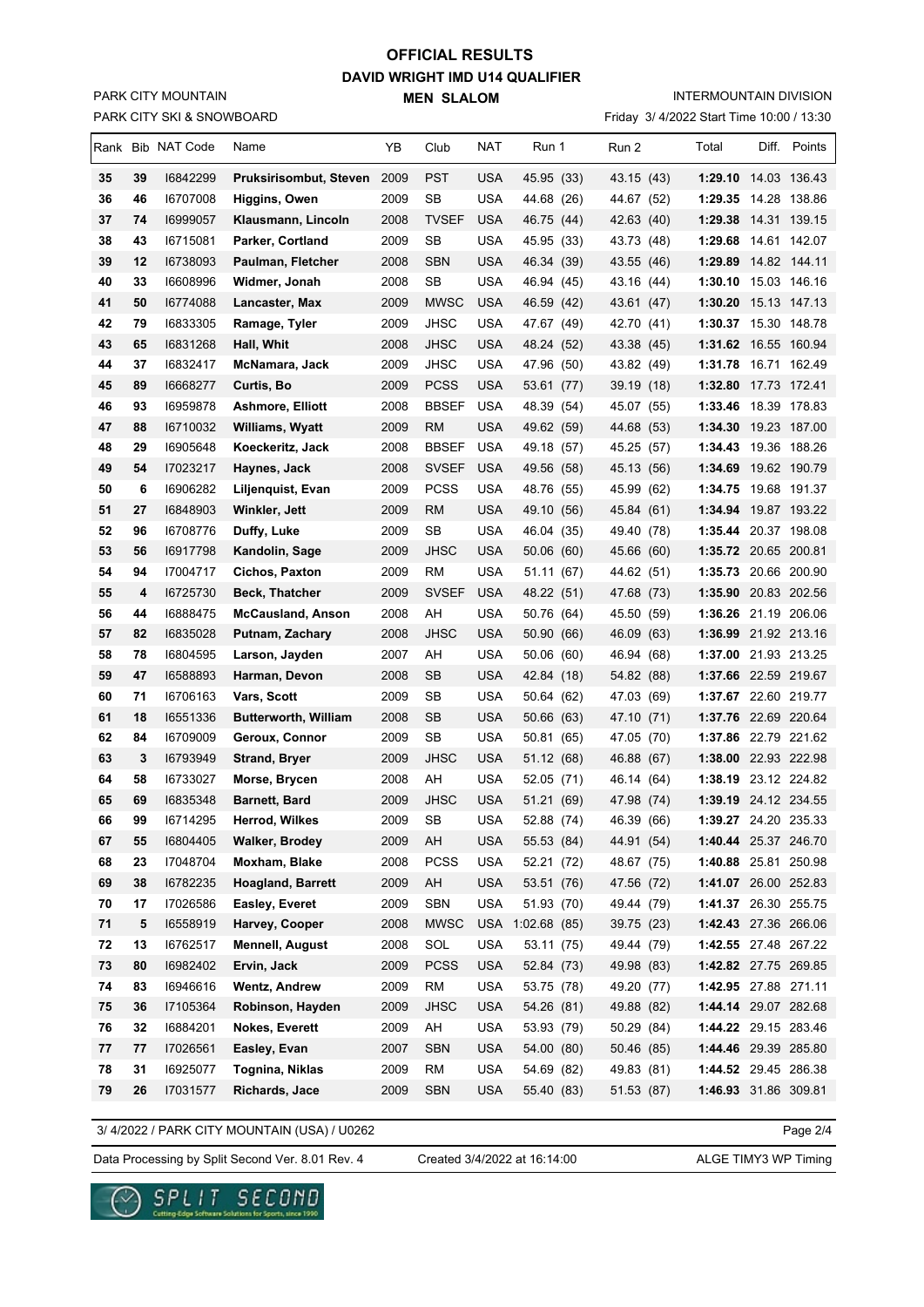# OFFICIAL RESULTS

## DAVID WRIGHT IMD U14 QUALIFIER

### MEN SLALOM

PARK CITY MOUNTAIN
PARK CITY SKI & SNOWBOARD

INTERMOUNTAIN DIVISION
Friday 3/ 4/2022 Start Time 10:00 / 13:30

| Rank | Bib | NAT Code | Name | YB | Club | NAT | Run 1 | Run 2 | Total | Diff. | Points |
|---|---|---|---|---|---|---|---|---|---|---|---|
| 35 | 39 | I6842299 | **Pruksirisombut, Steven** | 2009 | PST | USA | 45.95 (33) | 43.15 (43) | **1:29.10** | 14.03 | 136.43 |
| 36 | 46 | I6707008 | **Higgins, Owen** | 2009 | SB | USA | 44.68 (26) | 44.67 (52) | **1:29.35** | 14.28 | 138.86 |
| 37 | 74 | I6999057 | **Klausmann, Lincoln** | 2008 | TVSEF | USA | 46.75 (44) | 42.63 (40) | **1:29.38** | 14.31 | 139.15 |
| 38 | 43 | I6715081 | **Parker, Cortland** | 2009 | SB | USA | 45.95 (33) | 43.73 (48) | **1:29.68** | 14.61 | 142.07 |
| 39 | 12 | I6738093 | **Paulman, Fletcher** | 2008 | SBN | USA | 46.34 (39) | 43.55 (46) | **1:29.89** | 14.82 | 144.11 |
| 40 | 33 | I6608996 | **Widmer, Jonah** | 2008 | SB | USA | 46.94 (45) | 43.16 (44) | **1:30.10** | 15.03 | 146.16 |
| 41 | 50 | I6774088 | **Lancaster, Max** | 2009 | MWSC | USA | 46.59 (42) | 43.61 (47) | **1:30.20** | 15.13 | 147.13 |
| 42 | 79 | I6833305 | **Ramage, Tyler** | 2009 | JHSC | USA | 47.67 (49) | 42.70 (41) | **1:30.37** | 15.30 | 148.78 |
| 43 | 65 | I6831268 | **Hall, Whit** | 2008 | JHSC | USA | 48.24 (52) | 43.38 (45) | **1:31.62** | 16.55 | 160.94 |
| 44 | 37 | I6832417 | **McNamara, Jack** | 2009 | JHSC | USA | 47.96 (50) | 43.82 (49) | **1:31.78** | 16.71 | 162.49 |
| 45 | 89 | I6668277 | **Curtis, Bo** | 2009 | PCSS | USA | 53.61 (77) | 39.19 (18) | **1:32.80** | 17.73 | 172.41 |
| 46 | 93 | I6959878 | **Ashmore, Elliott** | 2008 | BBSEF | USA | 48.39 (54) | 45.07 (55) | **1:33.46** | 18.39 | 178.83 |
| 47 | 88 | I6710032 | **Williams, Wyatt** | 2009 | RM | USA | 49.62 (59) | 44.68 (53) | **1:34.30** | 19.23 | 187.00 |
| 48 | 29 | I6905648 | **Koeckeritz, Jack** | 2008 | BBSEF | USA | 49.18 (57) | 45.25 (57) | **1:34.43** | 19.36 | 188.26 |
| 49 | 54 | I7023217 | **Haynes, Jack** | 2008 | SVSEF | USA | 49.56 (58) | 45.13 (56) | **1:34.69** | 19.62 | 190.79 |
| 50 | 6 | I6906282 | **Liljenquist, Evan** | 2009 | PCSS | USA | 48.76 (55) | 45.99 (62) | **1:34.75** | 19.68 | 191.37 |
| 51 | 27 | I6848903 | **Winkler, Jett** | 2009 | RM | USA | 49.10 (56) | 45.84 (61) | **1:34.94** | 19.87 | 193.22 |
| 52 | 96 | I6708776 | **Duffy, Luke** | 2009 | SB | USA | 46.04 (35) | 49.40 (78) | **1:35.44** | 20.37 | 198.08 |
| 53 | 56 | I6917798 | **Kandolin, Sage** | 2009 | JHSC | USA | 50.06 (60) | 45.66 (60) | **1:35.72** | 20.65 | 200.81 |
| 54 | 94 | I7004717 | **Cichos, Paxton** | 2009 | RM | USA | 51.11 (67) | 44.62 (51) | **1:35.73** | 20.66 | 200.90 |
| 55 | 4 | I6725730 | **Beck, Thatcher** | 2009 | SVSEF | USA | 48.22 (51) | 47.68 (73) | **1:35.90** | 20.83 | 202.56 |
| 56 | 44 | I6888475 | **McCausland, Anson** | 2008 | AH | USA | 50.76 (64) | 45.50 (59) | **1:36.26** | 21.19 | 206.06 |
| 57 | 82 | I6835028 | **Putnam, Zachary** | 2008 | JHSC | USA | 50.90 (66) | 46.09 (63) | **1:36.99** | 21.92 | 213.16 |
| 58 | 78 | I6804595 | **Larson, Jayden** | 2007 | AH | USA | 50.06 (60) | 46.94 (68) | **1:37.00** | 21.93 | 213.25 |
| 59 | 47 | I6588893 | **Harman, Devon** | 2008 | SB | USA | 42.84 (18) | 54.82 (88) | **1:37.66** | 22.59 | 219.67 |
| 60 | 71 | I6706163 | **Vars, Scott** | 2009 | SB | USA | 50.64 (62) | 47.03 (69) | **1:37.67** | 22.60 | 219.77 |
| 61 | 18 | I6551336 | **Butterworth, William** | 2008 | SB | USA | 50.66 (63) | 47.10 (71) | **1:37.76** | 22.69 | 220.64 |
| 62 | 84 | I6709009 | **Geroux, Connor** | 2009 | SB | USA | 50.81 (65) | 47.05 (70) | **1:37.86** | 22.79 | 221.62 |
| 63 | 3 | I6793949 | **Strand, Bryer** | 2009 | JHSC | USA | 51.12 (68) | 46.88 (67) | **1:38.00** | 22.93 | 222.98 |
| 64 | 58 | I6733027 | **Morse, Brycen** | 2008 | AH | USA | 52.05 (71) | 46.14 (64) | **1:38.19** | 23.12 | 224.82 |
| 65 | 69 | I6835348 | **Barnett, Bard** | 2009 | JHSC | USA | 51.21 (69) | 47.98 (74) | **1:39.19** | 24.12 | 234.55 |
| 66 | 99 | I6714295 | **Herrod, Wilkes** | 2009 | SB | USA | 52.88 (74) | 46.39 (66) | **1:39.27** | 24.20 | 235.33 |
| 67 | 55 | I6804405 | **Walker, Brodey** | 2009 | AH | USA | 55.53 (84) | 44.91 (54) | **1:40.44** | 25.37 | 246.70 |
| 68 | 23 | I7048704 | **Moxham, Blake** | 2008 | PCSS | USA | 52.21 (72) | 48.67 (75) | **1:40.88** | 25.81 | 250.98 |
| 69 | 38 | I6782235 | **Hoagland, Barrett** | 2009 | AH | USA | 53.51 (76) | 47.56 (72) | **1:41.07** | 26.00 | 252.83 |
| 70 | 17 | I7026586 | **Easley, Everet** | 2009 | SBN | USA | 51.93 (70) | 49.44 (79) | **1:41.37** | 26.30 | 255.75 |
| 71 | 5 | I6558919 | **Harvey, Cooper** | 2008 | MWSC | USA | 1:02.68 (85) | 39.75 (23) | **1:42.43** | 27.36 | 266.06 |
| 72 | 13 | I6762517 | **Mennell, August** | 2008 | SOL | USA | 53.11 (75) | 49.44 (79) | **1:42.55** | 27.48 | 267.22 |
| 73 | 80 | I6982402 | **Ervin, Jack** | 2009 | PCSS | USA | 52.84 (73) | 49.98 (83) | **1:42.82** | 27.75 | 269.85 |
| 74 | 83 | I6946616 | **Wentz, Andrew** | 2009 | RM | USA | 53.75 (78) | 49.20 (77) | **1:42.95** | 27.88 | 271.11 |
| 75 | 36 | I7105364 | **Robinson, Hayden** | 2009 | JHSC | USA | 54.26 (81) | 49.88 (82) | **1:44.14** | 29.07 | 282.68 |
| 76 | 32 | I6884201 | **Nokes, Everett** | 2009 | AH | USA | 53.93 (79) | 50.29 (84) | **1:44.22** | 29.15 | 283.46 |
| 77 | 77 | I7026561 | **Easley, Evan** | 2007 | SBN | USA | 54.00 (80) | 50.46 (85) | **1:44.46** | 29.39 | 285.80 |
| 78 | 31 | I6925077 | **Tognina, Niklas** | 2009 | RM | USA | 54.69 (82) | 49.83 (81) | **1:44.52** | 29.45 | 286.38 |
| 79 | 26 | I7031577 | **Richards, Jace** | 2009 | SBN | USA | 55.40 (83) | 51.53 (87) | **1:46.93** | 31.86 | 309.81 |

3/ 4/2022 / PARK CITY MOUNTAIN (USA) / U0262

Data Processing by Split Second Ver. 8.01 Rev. 4 — Created 3/4/2022 at 16:14:00 — ALGE TIMY3 WP Timing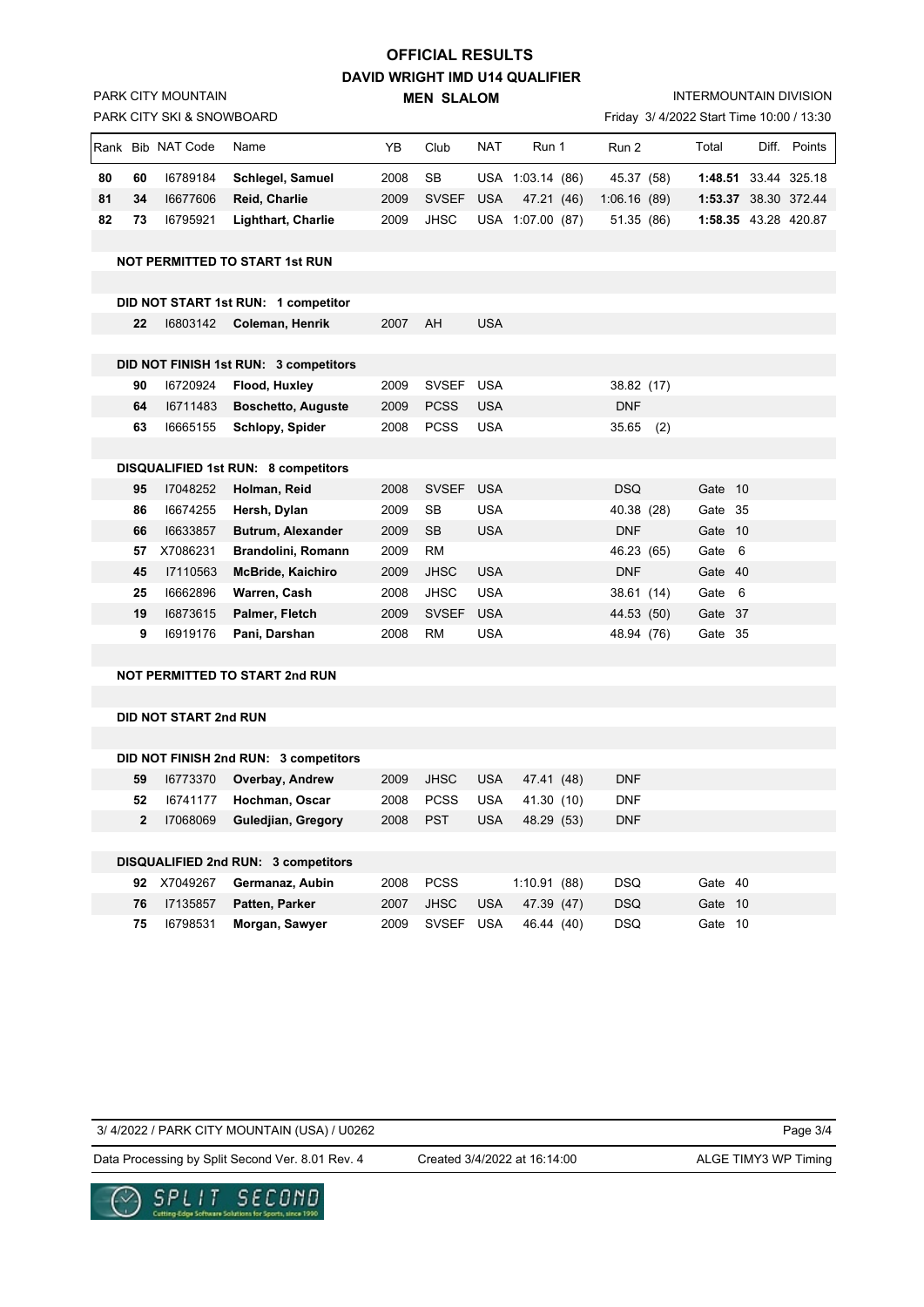# OFFICIAL RESULTS

## DAVID WRIGHT IMD U14 QUALIFIER

### MEN SLALOM

PARK CITY MOUNTAIN
PARK CITY SKI & SNOWBOARD

INTERMOUNTAIN DIVISION
Friday 3/ 4/2022 Start Time 10:00 / 13:30

| Rank | Bib | NAT Code | Name | YB | Club | NAT | Run 1 | Run 2 | Total | Diff. | Points |
|---|---|---|---|---|---|---|---|---|---|---|---|
| **80** | **60** | I6789184 | **Schlegel, Samuel** | 2008 | SB | USA | 1:03.14 (86) | 45.37 (58) | **1:48.51** | 33.44 | 325.18 |
| **81** | **34** | I6677606 | **Reid, Charlie** | 2009 | SVSEF | USA | 47.21 (46) | 1:06.16 (89) | **1:53.37** | 38.30 | 372.44 |
| **82** | **73** | I6795921 | **Lighthart, Charlie** | 2009 | JHSC | USA | 1:07.00 (87) | 51.35 (86) | **1:58.35** | 43.28 | 420.87 |
| | | | **NOT PERMITTED TO START 1st RUN** | | | | | | | | |
| | | | **DID NOT START 1st RUN: 1 competitor** | | | | | | | | |
| | **22** | I6803142 | **Coleman, Henrik** | 2007 | AH | USA | | | | | |
| | | | **DID NOT FINISH 1st RUN: 3 competitors** | | | | | | | | |
| | **90** | I6720924 | **Flood, Huxley** | 2009 | SVSEF | USA | | 38.82 (17) | | | |
| | **64** | I6711483 | **Boschetto, Auguste** | 2009 | PCSS | USA | | DNF | | | |
| | **63** | I6665155 | **Schlopy, Spider** | 2008 | PCSS | USA | | 35.65 (2) | | | |
| | | | **DISQUALIFIED 1st RUN: 8 competitors** | | | | | | | | |
| | **95** | I7048252 | **Holman, Reid** | 2008 | SVSEF | USA | | DSQ | Gate 10 | | |
| | **86** | I6674255 | **Hersh, Dylan** | 2009 | SB | USA | | 40.38 (28) | Gate 35 | | |
| | **66** | I6633857 | **Butrum, Alexander** | 2009 | SB | USA | | DNF | Gate 10 | | |
| | **57** | X7086231 | **Brandolini, Romann** | 2009 | RM | | | 46.23 (65) | Gate 6 | | |
| | **45** | I7110563 | **McBride, Kaichiro** | 2009 | JHSC | USA | | DNF | Gate 40 | | |
| | **25** | I6662896 | **Warren, Cash** | 2008 | JHSC | USA | | 38.61 (14) | Gate 6 | | |
| | **19** | I6873615 | **Palmer, Fletch** | 2009 | SVSEF | USA | | 44.53 (50) | Gate 37 | | |
| | **9** | I6919176 | **Pani, Darshan** | 2008 | RM | USA | | 48.94 (76) | Gate 35 | | |
| | | | **NOT PERMITTED TO START 2nd RUN** | | | | | | | | |
| | | | **DID NOT START 2nd RUN** | | | | | | | | |
| | | | **DID NOT FINISH 2nd RUN: 3 competitors** | | | | | | | | |
| | **59** | I6773370 | **Overbay, Andrew** | 2009 | JHSC | USA | 47.41 (48) | DNF | | | |
| | **52** | I6741177 | **Hochman, Oscar** | 2008 | PCSS | USA | 41.30 (10) | DNF | | | |
| | **2** | I7068069 | **Guledjian, Gregory** | 2008 | PST | USA | 48.29 (53) | DNF | | | |
| | | | **DISQUALIFIED 2nd RUN: 3 competitors** | | | | | | | | |
| | **92** | X7049267 | **Germanaz, Aubin** | 2008 | PCSS | | 1:10.91 (88) | DSQ | Gate 40 | | |
| | **76** | I7135857 | **Patten, Parker** | 2007 | JHSC | USA | 47.39 (47) | DSQ | Gate 10 | | |
| | **75** | I6798531 | **Morgan, Sawyer** | 2009 | SVSEF | USA | 46.44 (40) | DSQ | Gate 10 | | |

3/ 4/2022 / PARK CITY MOUNTAIN (USA) / U0262

Data Processing by Split Second Ver. 8.01 Rev. 4 — Created 3/4/2022 at 16:14:00 — ALGE TIMY3 WP Timing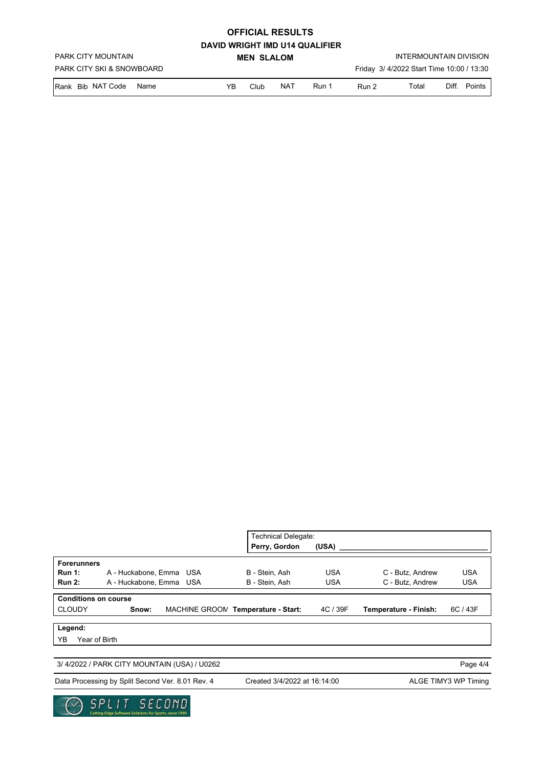# OFFICIAL RESULTS

## DAVID WRIGHT IMD U14 QUALIFIER

PARK CITY MOUNTAIN

**MEN SLALOM**

INTERMOUNTAIN DIVISION

PARK CITY SKI & SNOWBOARD

Friday 3/ 4/2022 Start Time 10:00 / 13:30

| Rank | Bib | NAT Code | Name | YB | Club | NAT | Run 1 | Run 2 | Total | Diff. | Points |
|---|---|---|---|---|---|---|---|---|---|---|---|

Technical Delegate:
**Perry, Gordon** **(USA)** ____________________

| Forerunners | | | | | | |
|---|---|---|---|---|---|---|
| **Run 1:** | A - Huckabone, Emma | USA | B - Stein, Ash | USA | C - Butz, Andrew | USA |
| **Run 2:** | A - Huckabone, Emma | USA | B - Stein, Ash | USA | C - Butz, Andrew | USA |

| Conditions on course | | | | | | |
|---|---|---|---|---|---|---|
| CLOUDY | **Snow:** | MACHINE GROOM | **Temperature - Start:** | 4C / 39F | **Temperature - Finish:** | 6C / 43F |

**Legend:**

YB Year of Birth

3/ 4/2022 / PARK CITY MOUNTAIN (USA) / U0262

Data Processing by Split Second Ver. 8.01 Rev. 4 Created 3/4/2022 at 16:14:00 ALGE TIMY3 WP Timing